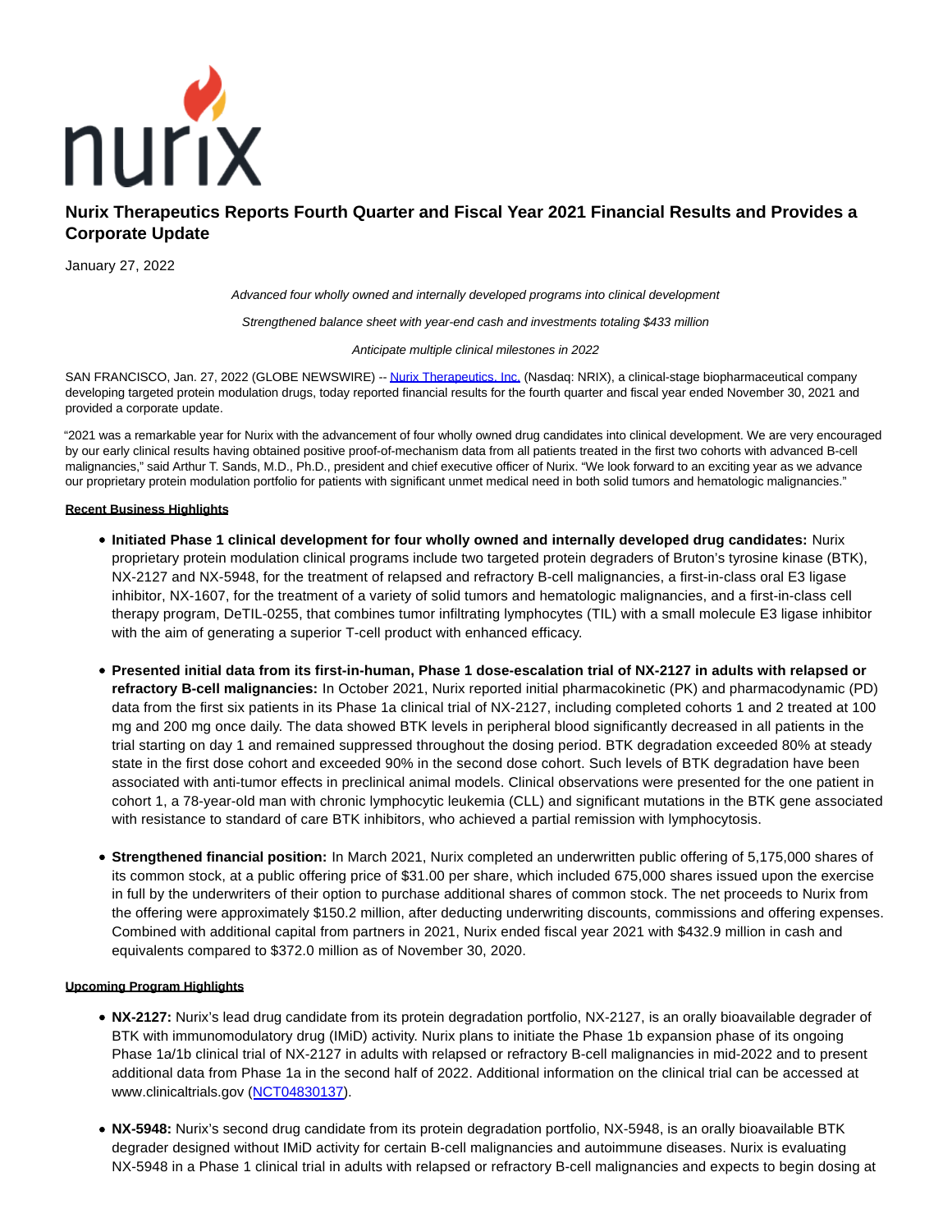# Nurix Therapeutics Reports Fourth Quarter and Fiscal Year 2021 Financial Results and Provides a Corporate Update

January 27, 2022

*Advanced four wholly owned and internally developed programs into clinical development*

*Strengthened balance sheet with year-end cash and investments totaling $433 million*

*Anticipate multiple clinical milestones in 2022*

SAN FRANCISCO, Jan. 27, 2022 (GLOBE NEWSWIRE) -- Nurix Therapeutics, Inc. (Nasdaq: NRIX), a clinical-stage biopharmaceutical company developing targeted protein modulation drugs, today reported financial results for the fourth quarter and fiscal year ended November 30, 2021 and provided a corporate update.

"2021 was a remarkable year for Nurix with the advancement of four wholly owned drug candidates into clinical development. We are very encouraged by our early clinical results having obtained positive proof-of-mechanism data from all patients treated in the first two cohorts with advanced B-cell malignancies," said Arthur T. Sands, M.D., Ph.D., president and chief executive officer of Nurix. "We look forward to an exciting year as we advance our proprietary protein modulation portfolio for patients with significant unmet medical need in both solid tumors and hematologic malignancies."

**Recent Business Highlights**

- **Initiated Phase 1 clinical development for four wholly owned and internally developed drug candidates:** Nurix proprietary protein modulation clinical programs include two targeted protein degraders of Bruton's tyrosine kinase (BTK), NX-2127 and NX-5948, for the treatment of relapsed and refractory B-cell malignancies, a first-in-class oral E3 ligase inhibitor, NX-1607, for the treatment of a variety of solid tumors and hematologic malignancies, and a first-in-class cell therapy program, DeTIL-0255, that combines tumor infiltrating lymphocytes (TIL) with a small molecule E3 ligase inhibitor with the aim of generating a superior T-cell product with enhanced efficacy.

- **Presented initial data from its first-in-human, Phase 1 dose-escalation trial of NX-2127 in adults with relapsed or refractory B-cell malignancies:** In October 2021, Nurix reported initial pharmacokinetic (PK) and pharmacodynamic (PD) data from the first six patients in its Phase 1a clinical trial of NX-2127, including completed cohorts 1 and 2 treated at 100 mg and 200 mg once daily. The data showed BTK levels in peripheral blood significantly decreased in all patients in the trial starting on day 1 and remained suppressed throughout the dosing period. BTK degradation exceeded 80% at steady state in the first dose cohort and exceeded 90% in the second dose cohort. Such levels of BTK degradation have been associated with anti-tumor effects in preclinical animal models. Clinical observations were presented for the one patient in cohort 1, a 78-year-old man with chronic lymphocytic leukemia (CLL) and significant mutations in the BTK gene associated with resistance to standard of care BTK inhibitors, who achieved a partial remission with lymphocytosis.

- **Strengthened financial position:** In March 2021, Nurix completed an underwritten public offering of 5,175,000 shares of its common stock, at a public offering price of $31.00 per share, which included 675,000 shares issued upon the exercise in full by the underwriters of their option to purchase additional shares of common stock. The net proceeds to Nurix from the offering were approximately $150.2 million, after deducting underwriting discounts, commissions and offering expenses. Combined with additional capital from partners in 2021, Nurix ended fiscal year 2021 with $432.9 million in cash and equivalents compared to $372.0 million as of November 30, 2020.

**Upcoming Program Highlights**

- **NX-2127:** Nurix's lead drug candidate from its protein degradation portfolio, NX-2127, is an orally bioavailable degrader of BTK with immunomodulatory drug (IMiD) activity. Nurix plans to initiate the Phase 1b expansion phase of its ongoing Phase 1a/1b clinical trial of NX-2127 in adults with relapsed or refractory B-cell malignancies in mid-2022 and to present additional data from Phase 1a in the second half of 2022. Additional information on the clinical trial can be accessed at www.clinicaltrials.gov (NCT04830137).

- **NX-5948:** Nurix's second drug candidate from its protein degradation portfolio, NX-5948, is an orally bioavailable BTK degrader designed without IMiD activity for certain B-cell malignancies and autoimmune diseases. Nurix is evaluating NX-5948 in a Phase 1 clinical trial in adults with relapsed or refractory B-cell malignancies and expects to begin dosing at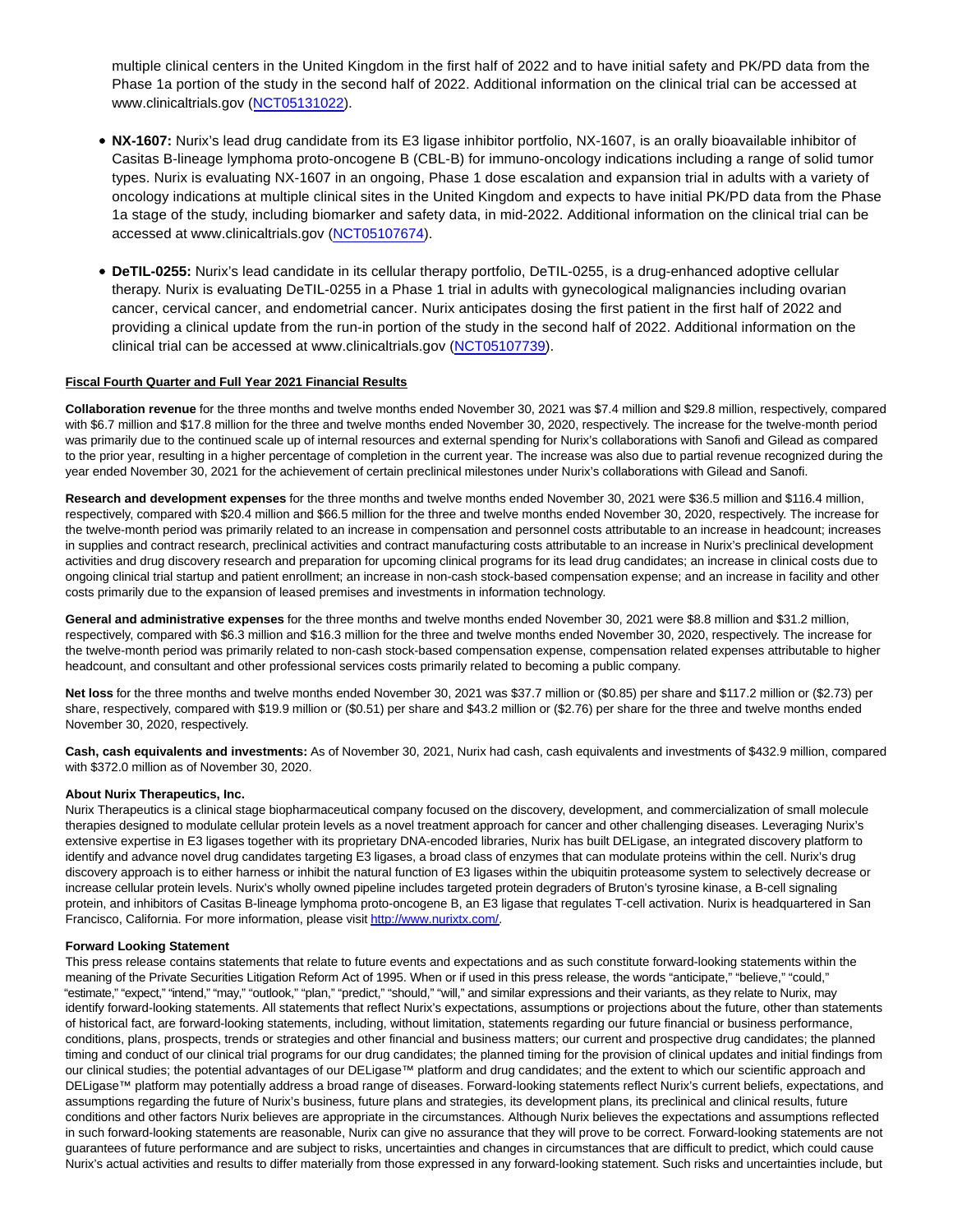multiple clinical centers in the United Kingdom in the first half of 2022 and to have initial safety and PK/PD data from the Phase 1a portion of the study in the second half of 2022. Additional information on the clinical trial can be accessed at www.clinicaltrials.gov (NCT05131022).

- **NX-1607:** Nurix's lead drug candidate from its E3 ligase inhibitor portfolio, NX-1607, is an orally bioavailable inhibitor of Casitas B-lineage lymphoma proto-oncogene B (CBL-B) for immuno-oncology indications including a range of solid tumor types. Nurix is evaluating NX-1607 in an ongoing, Phase 1 dose escalation and expansion trial in adults with a variety of oncology indications at multiple clinical sites in the United Kingdom and expects to have initial PK/PD data from the Phase 1a stage of the study, including biomarker and safety data, in mid-2022. Additional information on the clinical trial can be accessed at www.clinicaltrials.gov (NCT05107674).

- **DeTIL-0255:** Nurix's lead candidate in its cellular therapy portfolio, DeTIL-0255, is a drug-enhanced adoptive cellular therapy. Nurix is evaluating DeTIL-0255 in a Phase 1 trial in adults with gynecological malignancies including ovarian cancer, cervical cancer, and endometrial cancer. Nurix anticipates dosing the first patient in the first half of 2022 and providing a clinical update from the run-in portion of the study in the second half of 2022. Additional information on the clinical trial can be accessed at www.clinicaltrials.gov (NCT05107739).

**Fiscal Fourth Quarter and Full Year 2021 Financial Results**

**Collaboration revenue** for the three months and twelve months ended November 30, 2021 was $7.4 million and $29.8 million, respectively, compared with $6.7 million and $17.8 million for the three and twelve months ended November 30, 2020, respectively. The increase for the twelve-month period was primarily due to the continued scale up of internal resources and external spending for Nurix's collaborations with Sanofi and Gilead as compared to the prior year, resulting in a higher percentage of completion in the current year. The increase was also due to partial revenue recognized during the year ended November 30, 2021 for the achievement of certain preclinical milestones under Nurix's collaborations with Gilead and Sanofi.

**Research and development expenses** for the three months and twelve months ended November 30, 2021 were $36.5 million and $116.4 million, respectively, compared with $20.4 million and $66.5 million for the three and twelve months ended November 30, 2020, respectively. The increase for the twelve-month period was primarily related to an increase in compensation and personnel costs attributable to an increase in headcount; increases in supplies and contract research, preclinical activities and contract manufacturing costs attributable to an increase in Nurix's preclinical development activities and drug discovery research and preparation for upcoming clinical programs for its lead drug candidates; an increase in clinical costs due to ongoing clinical trial startup and patient enrollment; an increase in non-cash stock-based compensation expense; and an increase in facility and other costs primarily due to the expansion of leased premises and investments in information technology.

**General and administrative expenses** for the three months and twelve months ended November 30, 2021 were $8.8 million and $31.2 million, respectively, compared with $6.3 million and $16.3 million for the three and twelve months ended November 30, 2020, respectively. The increase for the twelve-month period was primarily related to non-cash stock-based compensation expense, compensation related expenses attributable to higher headcount, and consultant and other professional services costs primarily related to becoming a public company.

**Net loss** for the three months and twelve months ended November 30, 2021 was $37.7 million or ($0.85) per share and $117.2 million or ($2.73) per share, respectively, compared with $19.9 million or ($0.51) per share and $43.2 million or ($2.76) per share for the three and twelve months ended November 30, 2020, respectively.

**Cash, cash equivalents and investments:** As of November 30, 2021, Nurix had cash, cash equivalents and investments of $432.9 million, compared with $372.0 million as of November 30, 2020.

**About Nurix Therapeutics, Inc.**

Nurix Therapeutics is a clinical stage biopharmaceutical company focused on the discovery, development, and commercialization of small molecule therapies designed to modulate cellular protein levels as a novel treatment approach for cancer and other challenging diseases. Leveraging Nurix's extensive expertise in E3 ligases together with its proprietary DNA-encoded libraries, Nurix has built DELigase, an integrated discovery platform to identify and advance novel drug candidates targeting E3 ligases, a broad class of enzymes that can modulate proteins within the cell. Nurix's drug discovery approach is to either harness or inhibit the natural function of E3 ligases within the ubiquitin proteasome system to selectively decrease or increase cellular protein levels. Nurix's wholly owned pipeline includes targeted protein degraders of Bruton's tyrosine kinase, a B-cell signaling protein, and inhibitors of Casitas B-lineage lymphoma proto-oncogene B, an E3 ligase that regulates T-cell activation. Nurix is headquartered in San Francisco, California. For more information, please visit http://www.nurixtx.com/.

**Forward Looking Statement**

This press release contains statements that relate to future events and expectations and as such constitute forward-looking statements within the meaning of the Private Securities Litigation Reform Act of 1995. When or if used in this press release, the words "anticipate," "believe," "could," "estimate," "expect," "intend," "may," "outlook," "plan," "predict," "should," "will," and similar expressions and their variants, as they relate to Nurix, may identify forward-looking statements. All statements that reflect Nurix's expectations, assumptions or projections about the future, other than statements of historical fact, are forward-looking statements, including, without limitation, statements regarding our future financial or business performance, conditions, plans, prospects, trends or strategies and other financial and business matters; our current and prospective drug candidates; the planned timing and conduct of our clinical trial programs for our drug candidates; the planned timing for the provision of clinical updates and initial findings from our clinical studies; the potential advantages of our DELigase™ platform and drug candidates; and the extent to which our scientific approach and DELigase™ platform may potentially address a broad range of diseases. Forward-looking statements reflect Nurix's current beliefs, expectations, and assumptions regarding the future of Nurix's business, future plans and strategies, its development plans, its preclinical and clinical results, future conditions and other factors Nurix believes are appropriate in the circumstances. Although Nurix believes the expectations and assumptions reflected in such forward-looking statements are reasonable, Nurix can give no assurance that they will prove to be correct. Forward-looking statements are not guarantees of future performance and are subject to risks, uncertainties and changes in circumstances that are difficult to predict, which could cause Nurix's actual activities and results to differ materially from those expressed in any forward-looking statement. Such risks and uncertainties include, but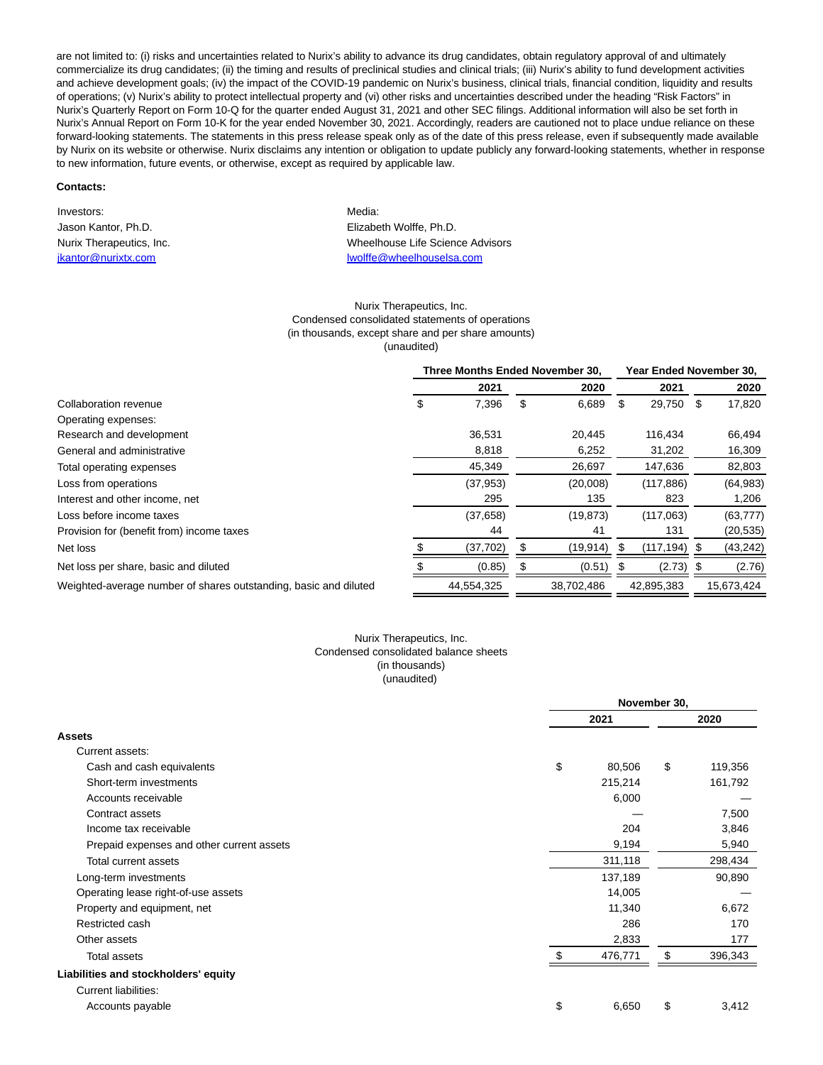are not limited to: (i) risks and uncertainties related to Nurix's ability to advance its drug candidates, obtain regulatory approval of and ultimately commercialize its drug candidates; (ii) the timing and results of preclinical studies and clinical trials; (iii) Nurix's ability to fund development activities and achieve development goals; (iv) the impact of the COVID-19 pandemic on Nurix's business, clinical trials, financial condition, liquidity and results of operations; (v) Nurix's ability to protect intellectual property and (vi) other risks and uncertainties described under the heading "Risk Factors" in Nurix's Quarterly Report on Form 10-Q for the quarter ended August 31, 2021 and other SEC filings. Additional information will also be set forth in Nurix's Annual Report on Form 10-K for the year ended November 30, 2021. Accordingly, readers are cautioned not to place undue reliance on these forward-looking statements. The statements in this press release speak only as of the date of this press release, even if subsequently made available by Nurix on its website or otherwise. Nurix disclaims any intention or obligation to update publicly any forward-looking statements, whether in response to new information, future events, or otherwise, except as required by applicable law.

**Contacts:**

Investors:
Jason Kantor, Ph.D.
Nurix Therapeutics, Inc.
jkantor@nurixtx.com

Media:
Elizabeth Wolffe, Ph.D.
Wheelhouse Life Science Advisors
lwolffe@wheelhouselsa.com

Nurix Therapeutics, Inc.
Condensed consolidated statements of operations
(in thousands, except share and per share amounts)
(unaudited)

| | Three Months Ended November 30, | | Year Ended November 30, | |
|---|---|---|---|---|
| | 2021 | 2020 | 2021 | 2020 |
| Collaboration revenue | $ 7,396 | $ 6,689 | $ 29,750 | $ 17,820 |
| Operating expenses: | | | | |
| Research and development | 36,531 | 20,445 | 116,434 | 66,494 |
| General and administrative | 8,818 | 6,252 | 31,202 | 16,309 |
| Total operating expenses | 45,349 | 26,697 | 147,636 | 82,803 |
| Loss from operations | (37,953) | (20,008) | (117,886) | (64,983) |
| Interest and other income, net | 295 | 135 | 823 | 1,206 |
| Loss before income taxes | (37,658) | (19,873) | (117,063) | (63,777) |
| Provision for (benefit from) income taxes | 44 | 41 | 131 | (20,535) |
| Net loss | $ (37,702) | $ (19,914) | $ (117,194) | $ (43,242) |
| Net loss per share, basic and diluted | $ (0.85) | $ (0.51) | $ (2.73) | $ (2.76) |
| Weighted-average number of shares outstanding, basic and diluted | 44,554,325 | 38,702,486 | 42,895,383 | 15,673,424 |

Nurix Therapeutics, Inc.
Condensed consolidated balance sheets
(in thousands)
(unaudited)

| | November 30, | |
|---|---|---|
| | 2021 | 2020 |
| **Assets** | | |
| Current assets: | | |
| Cash and cash equivalents | $ 80,506 | $ 119,356 |
| Short-term investments | 215,214 | 161,792 |
| Accounts receivable | 6,000 | — |
| Contract assets | — | 7,500 |
| Income tax receivable | 204 | 3,846 |
| Prepaid expenses and other current assets | 9,194 | 5,940 |
| Total current assets | 311,118 | 298,434 |
| Long-term investments | 137,189 | 90,890 |
| Operating lease right-of-use assets | 14,005 | — |
| Property and equipment, net | 11,340 | 6,672 |
| Restricted cash | 286 | 170 |
| Other assets | 2,833 | 177 |
| Total assets | $ 476,771 | $ 396,343 |
| **Liabilities and stockholders' equity** | | |
| Current liabilities: | | |
| Accounts payable | $ 6,650 | $ 3,412 |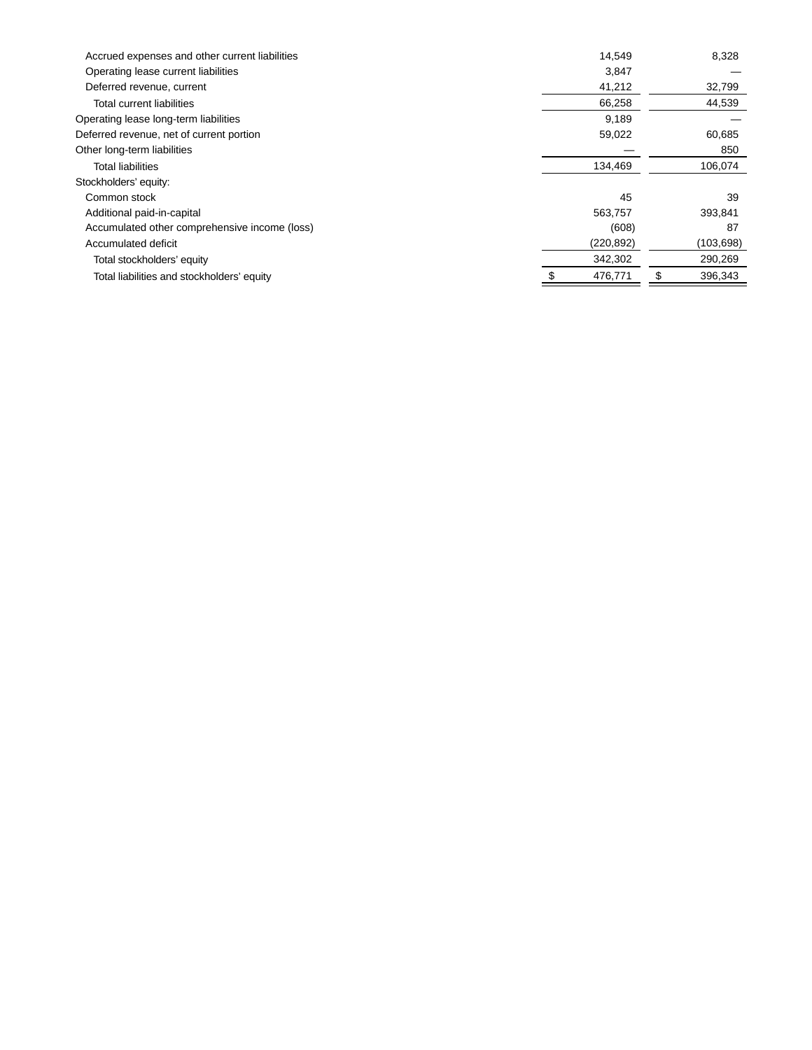| | | |
|---|---|---|
| Accrued expenses and other current liabilities | 14,549 | 8,328 |
| Operating lease current liabilities | 3,847 | — |
| Deferred revenue, current | 41,212 | 32,799 |
| Total current liabilities | 66,258 | 44,539 |
| Operating lease long-term liabilities | 9,189 | — |
| Deferred revenue, net of current portion | 59,022 | 60,685 |
| Other long-term liabilities | — | 850 |
| Total liabilities | 134,469 | 106,074 |
| Stockholders' equity: | | |
| Common stock | 45 | 39 |
| Additional paid-in-capital | 563,757 | 393,841 |
| Accumulated other comprehensive income (loss) | (608) | 87 |
| Accumulated deficit | (220,892) | (103,698) |
| Total stockholders' equity | 342,302 | 290,269 |
| Total liabilities and stockholders' equity | $ 476,771 | $ 396,343 |